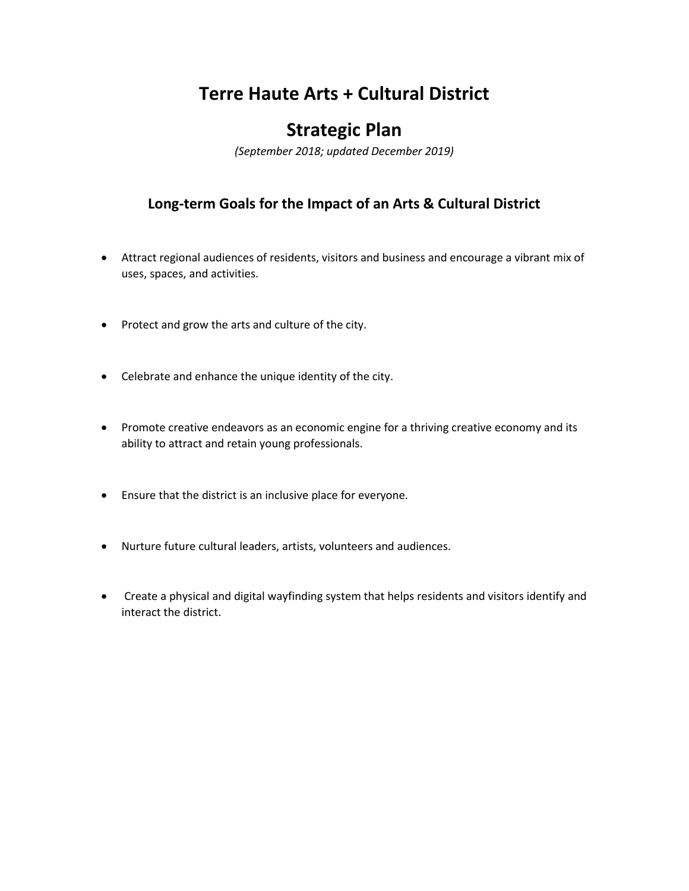# Terre Haute Arts + Cultural District

# Strategic Plan

*(September 2018; updated December 2019)*

## Long-term Goals for the Impact of an Arts & Cultural District

- Attract regional audiences of residents, visitors and business and encourage a vibrant mix of uses, spaces, and activities.
- Protect and grow the arts and culture of the city.
- Celebrate and enhance the unique identity of the city.
- Promote creative endeavors as an economic engine for a thriving creative economy and its ability to attract and retain young professionals.
- Ensure that the district is an inclusive place for everyone.
- Nurture future cultural leaders, artists, volunteers and audiences.
- Create a physical and digital wayfinding system that helps residents and visitors identify and interact the district.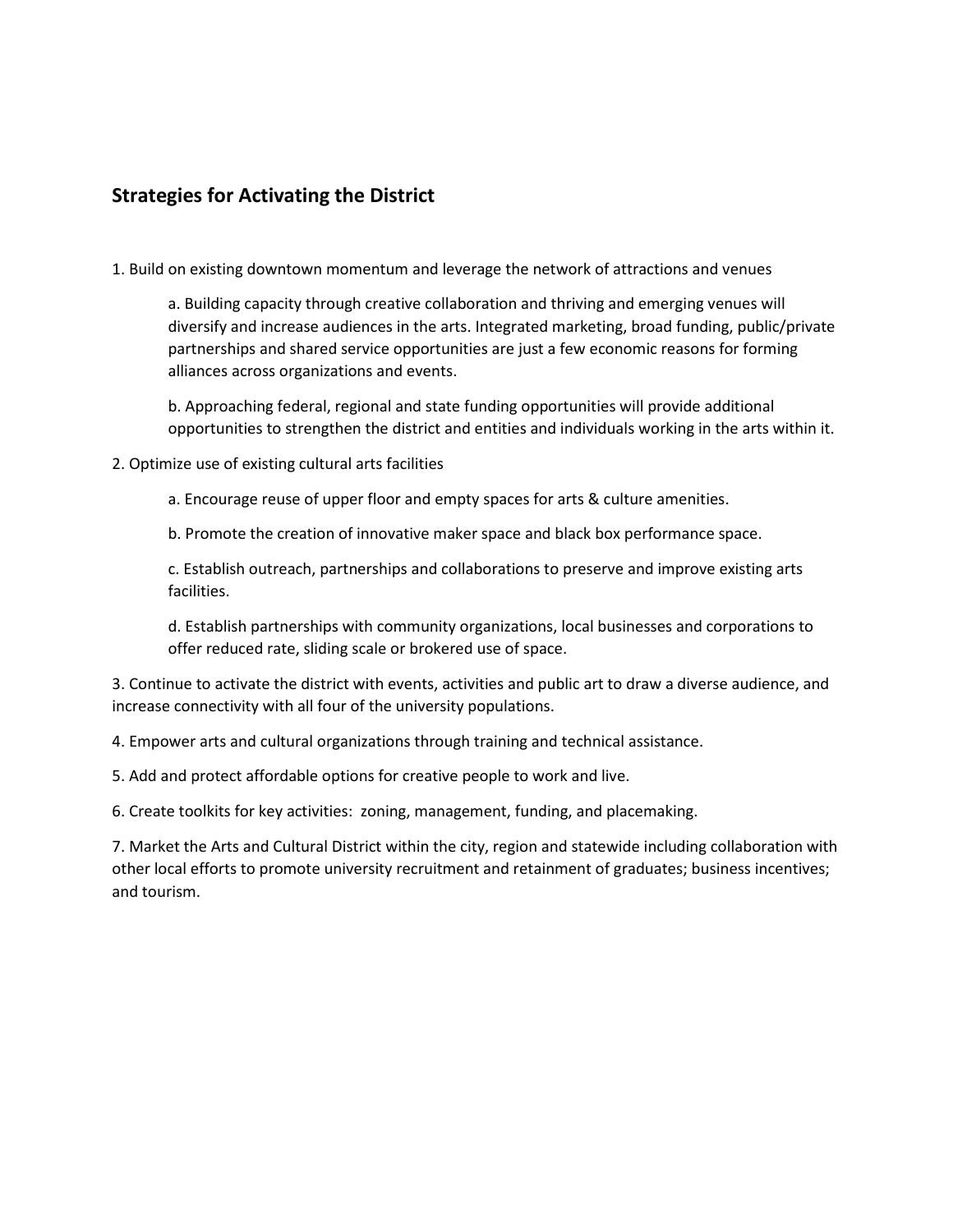## Strategies for Activating the District

1. Build on existing downtown momentum and leverage the network of attractions and venues

    a. Building capacity through creative collaboration and thriving and emerging venues will diversify and increase audiences in the arts. Integrated marketing, broad funding, public/private partnerships and shared service opportunities are just a few economic reasons for forming alliances across organizations and events.

    b. Approaching federal, regional and state funding opportunities will provide additional opportunities to strengthen the district and entities and individuals working in the arts within it.

2. Optimize use of existing cultural arts facilities

    a. Encourage reuse of upper floor and empty spaces for arts & culture amenities.

    b. Promote the creation of innovative maker space and black box performance space.

    c. Establish outreach, partnerships and collaborations to preserve and improve existing arts facilities.

    d. Establish partnerships with community organizations, local businesses and corporations to offer reduced rate, sliding scale or brokered use of space.

3. Continue to activate the district with events, activities and public art to draw a diverse audience, and increase connectivity with all four of the university populations.

4. Empower arts and cultural organizations through training and technical assistance.

5. Add and protect affordable options for creative people to work and live.

6. Create toolkits for key activities: zoning, management, funding, and placemaking.

7. Market the Arts and Cultural District within the city, region and statewide including collaboration with other local efforts to promote university recruitment and retainment of graduates; business incentives; and tourism.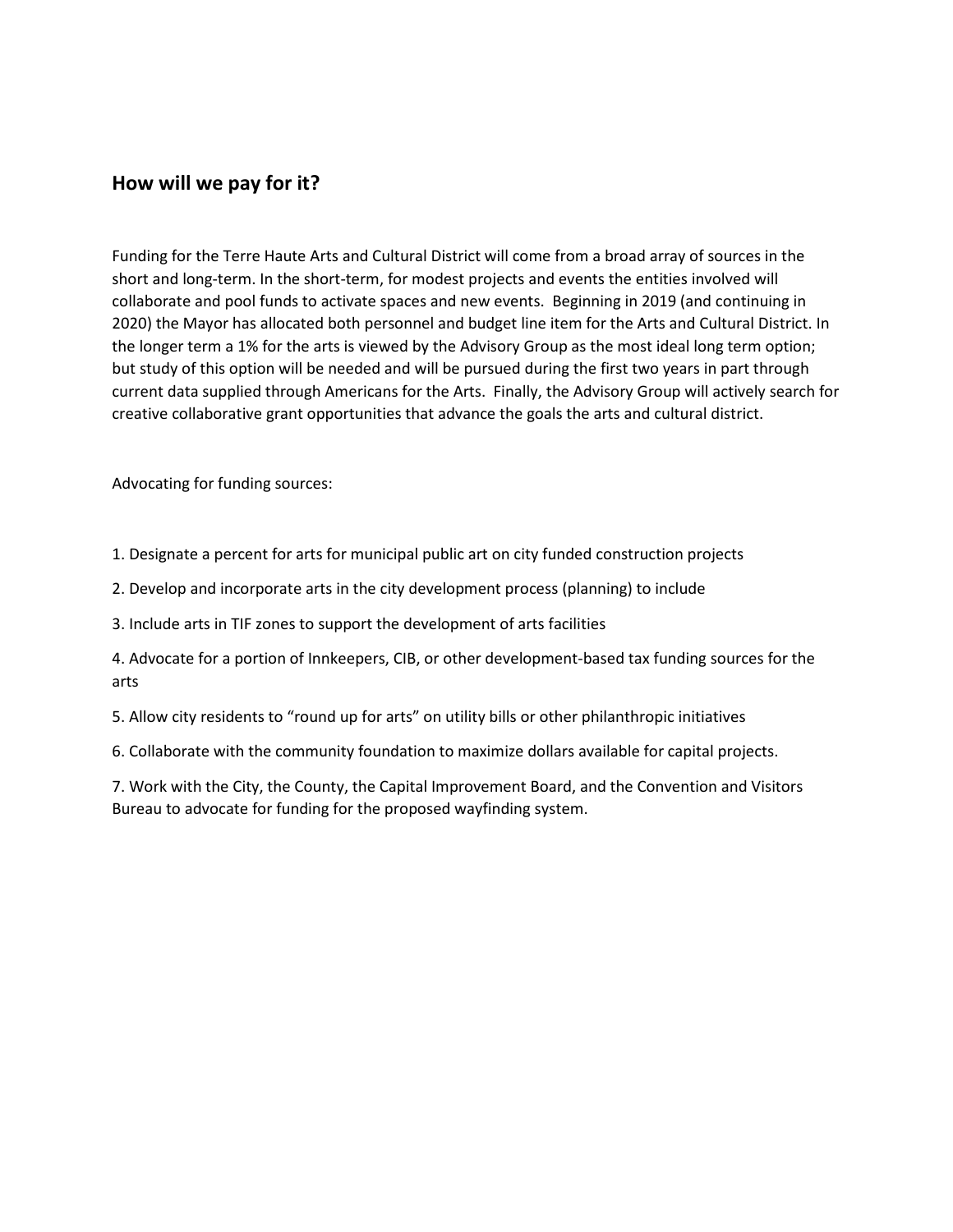## How will we pay for it?

Funding for the Terre Haute Arts and Cultural District will come from a broad array of sources in the short and long-term. In the short-term, for modest projects and events the entities involved will collaborate and pool funds to activate spaces and new events. Beginning in 2019 (and continuing in 2020) the Mayor has allocated both personnel and budget line item for the Arts and Cultural District. In the longer term a 1% for the arts is viewed by the Advisory Group as the most ideal long term option; but study of this option will be needed and will be pursued during the first two years in part through current data supplied through Americans for the Arts. Finally, the Advisory Group will actively search for creative collaborative grant opportunities that advance the goals the arts and cultural district.

Advocating for funding sources:

1. Designate a percent for arts for municipal public art on city funded construction projects
2. Develop and incorporate arts in the city development process (planning) to include
3. Include arts in TIF zones to support the development of arts facilities
4. Advocate for a portion of Innkeepers, CIB, or other development-based tax funding sources for the arts
5. Allow city residents to "round up for arts" on utility bills or other philanthropic initiatives
6. Collaborate with the community foundation to maximize dollars available for capital projects.
7. Work with the City, the County, the Capital Improvement Board, and the Convention and Visitors Bureau to advocate for funding for the proposed wayfinding system.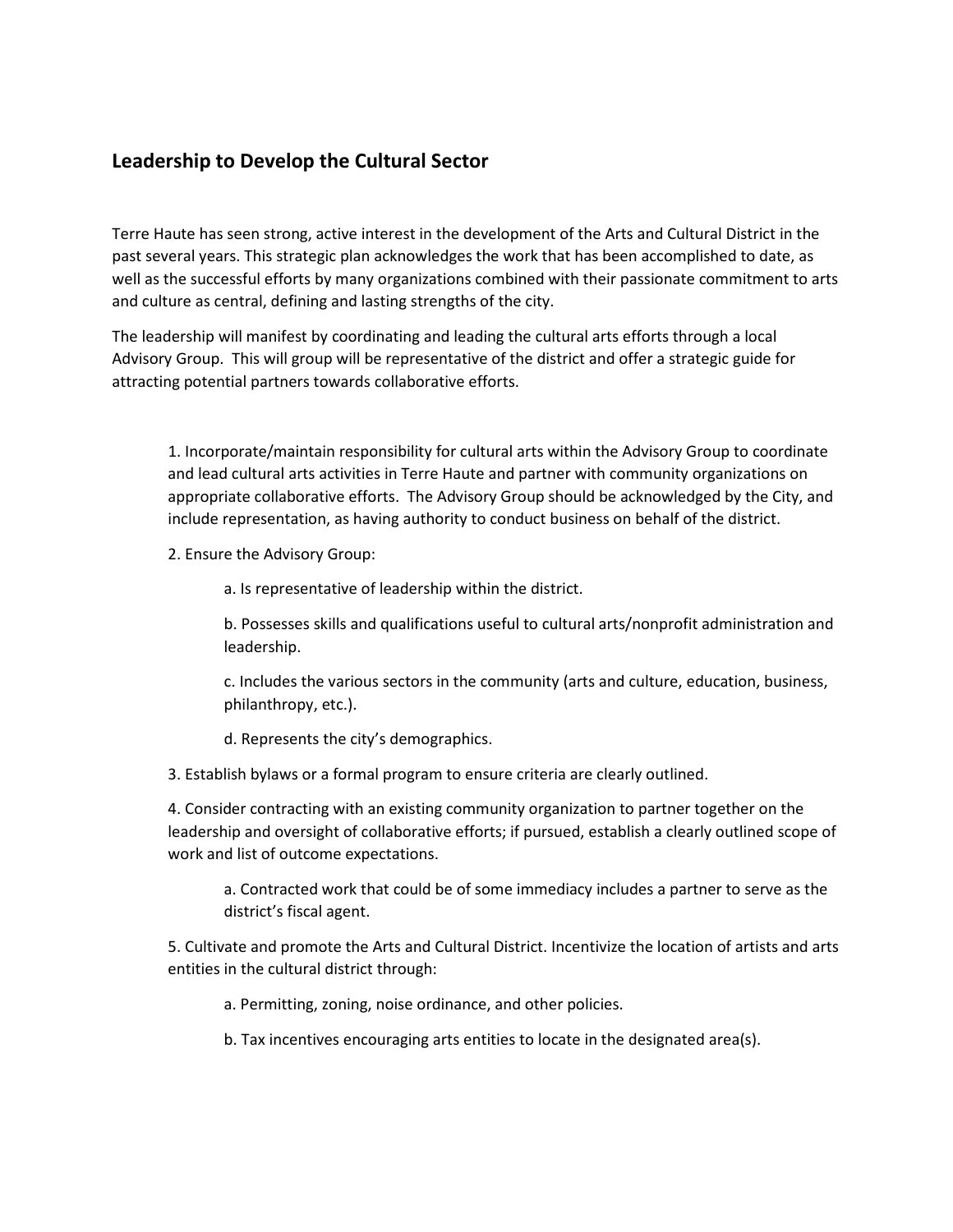## Leadership to Develop the Cultural Sector

Terre Haute has seen strong, active interest in the development of the Arts and Cultural District in the past several years. This strategic plan acknowledges the work that has been accomplished to date, as well as the successful efforts by many organizations combined with their passionate commitment to arts and culture as central, defining and lasting strengths of the city.

The leadership will manifest by coordinating and leading the cultural arts efforts through a local Advisory Group. This will group will be representative of the district and offer a strategic guide for attracting potential partners towards collaborative efforts.

1. Incorporate/maintain responsibility for cultural arts within the Advisory Group to coordinate and lead cultural arts activities in Terre Haute and partner with community organizations on appropriate collaborative efforts. The Advisory Group should be acknowledged by the City, and include representation, as having authority to conduct business on behalf of the district.

2. Ensure the Advisory Group:

    a. Is representative of leadership within the district.

    b. Possesses skills and qualifications useful to cultural arts/nonprofit administration and leadership.

    c. Includes the various sectors in the community (arts and culture, education, business, philanthropy, etc.).

    d. Represents the city's demographics.

3. Establish bylaws or a formal program to ensure criteria are clearly outlined.

4. Consider contracting with an existing community organization to partner together on the leadership and oversight of collaborative efforts; if pursued, establish a clearly outlined scope of work and list of outcome expectations.

    a. Contracted work that could be of some immediacy includes a partner to serve as the district's fiscal agent.

5. Cultivate and promote the Arts and Cultural District. Incentivize the location of artists and arts entities in the cultural district through:

    a. Permitting, zoning, noise ordinance, and other policies.

    b. Tax incentives encouraging arts entities to locate in the designated area(s).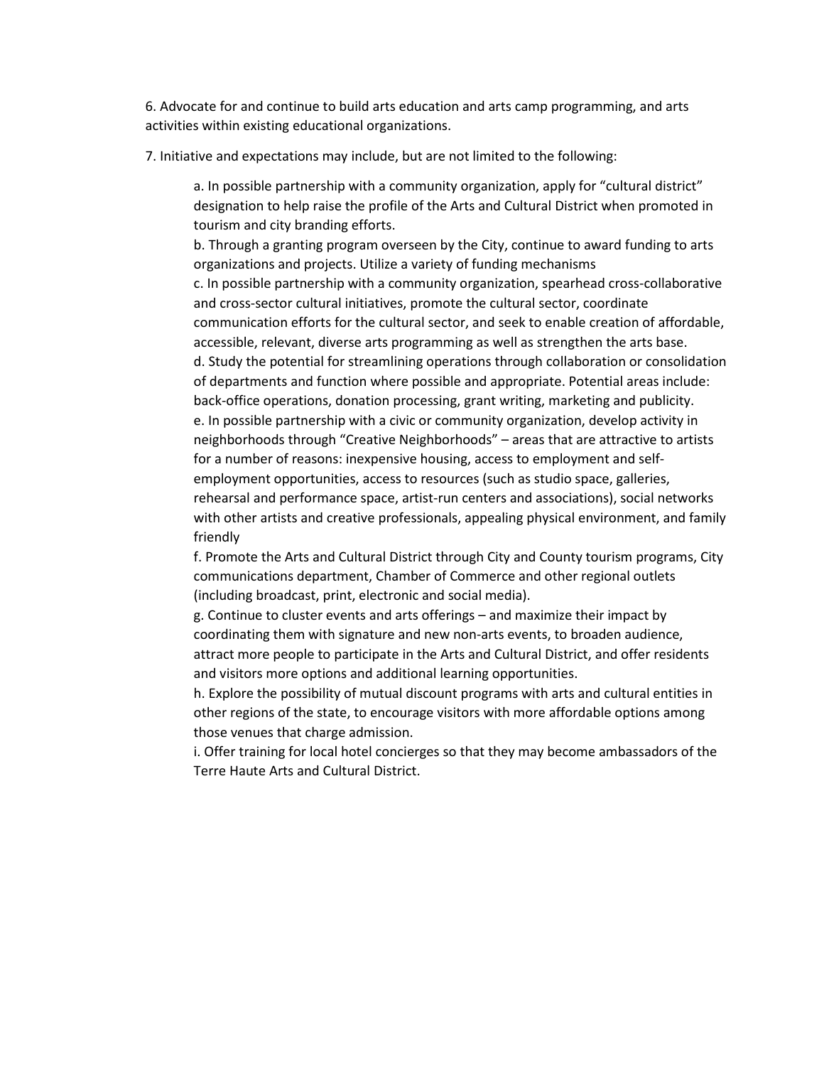6. Advocate for and continue to build arts education and arts camp programming, and arts activities within existing educational organizations.

7. Initiative and expectations may include, but are not limited to the following:

   a. In possible partnership with a community organization, apply for "cultural district" designation to help raise the profile of the Arts and Cultural District when promoted in tourism and city branding efforts.
   b. Through a granting program overseen by the City, continue to award funding to arts organizations and projects. Utilize a variety of funding mechanisms
   c. In possible partnership with a community organization, spearhead cross-collaborative and cross-sector cultural initiatives, promote the cultural sector, coordinate communication efforts for the cultural sector, and seek to enable creation of affordable, accessible, relevant, diverse arts programming as well as strengthen the arts base.
   d. Study the potential for streamlining operations through collaboration or consolidation of departments and function where possible and appropriate. Potential areas include: back-office operations, donation processing, grant writing, marketing and publicity.
   e. In possible partnership with a civic or community organization, develop activity in neighborhoods through "Creative Neighborhoods" – areas that are attractive to artists for a number of reasons: inexpensive housing, access to employment and self-employment opportunities, access to resources (such as studio space, galleries, rehearsal and performance space, artist-run centers and associations), social networks with other artists and creative professionals, appealing physical environment, and family friendly
   f. Promote the Arts and Cultural District through City and County tourism programs, City communications department, Chamber of Commerce and other regional outlets (including broadcast, print, electronic and social media).
   g. Continue to cluster events and arts offerings – and maximize their impact by coordinating them with signature and new non-arts events, to broaden audience, attract more people to participate in the Arts and Cultural District, and offer residents and visitors more options and additional learning opportunities.
   h. Explore the possibility of mutual discount programs with arts and cultural entities in other regions of the state, to encourage visitors with more affordable options among those venues that charge admission.
   i. Offer training for local hotel concierges so that they may become ambassadors of the Terre Haute Arts and Cultural District.